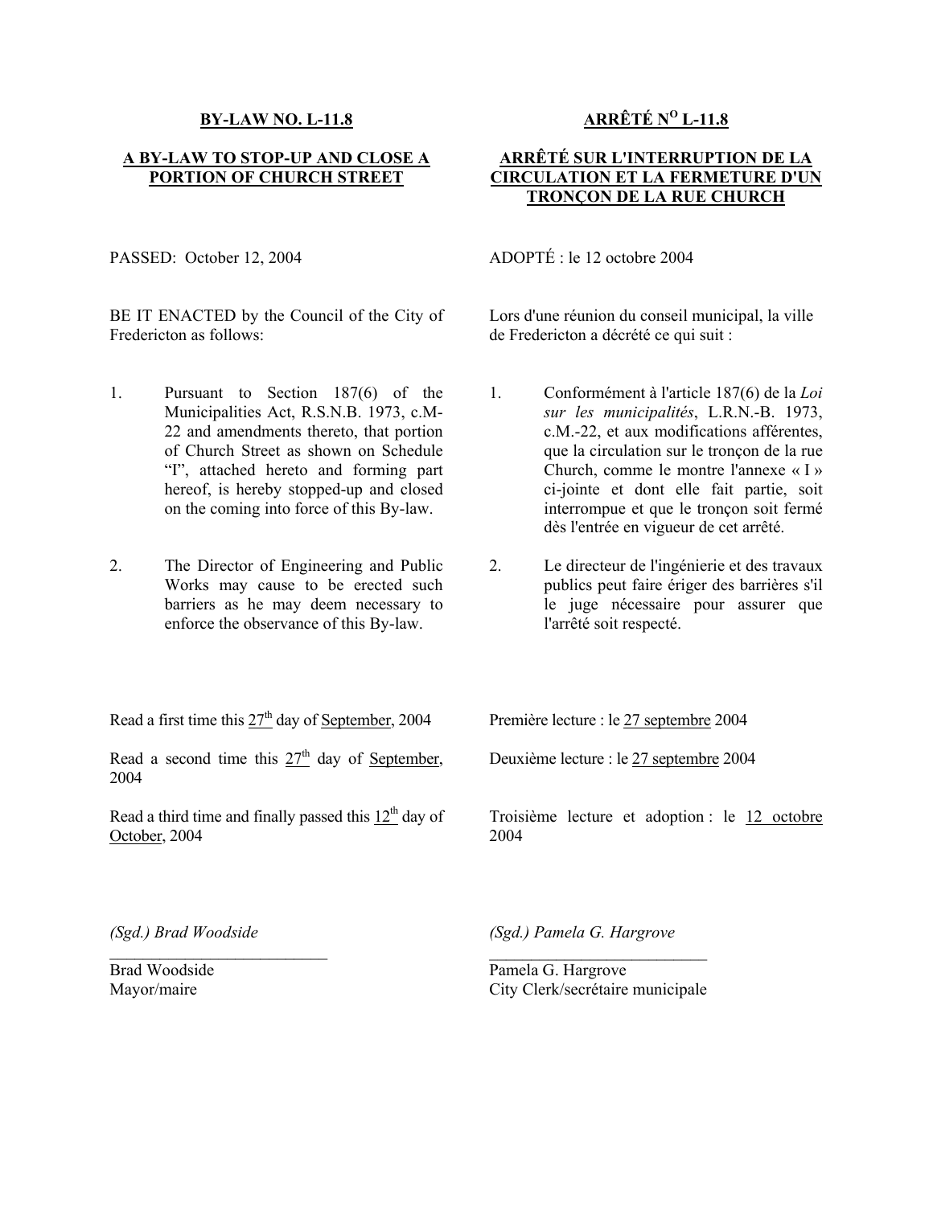**BY-LAW NO. L-11.8**

**A BY-LAW TO STOP-UP AND CLOSE A PORTION OF CHURCH STREET**

PASSED: October 12, 2004

BE IT ENACTED by the Council of the City of Fredericton as follows:

1. Pursuant to Section 187(6) of the Municipalities Act, R.S.N.B. 1973, c.M-22 and amendments thereto, that portion of Church Street as shown on Schedule "I", attached hereto and forming part hereof, is hereby stopped-up and closed on the coming into force of this By-law.

2. The Director of Engineering and Public Works may cause to be erected such barriers as he may deem necessary to enforce the observance of this By-law.

Read a first time this 27th day of September, 2004

Read a second time this 27th day of September, 2004

Read a third time and finally passed this 12th day of October, 2004

*(Sgd.) Brad Woodside*

Brad Woodside
Mayor/maire

**ARRÊTÉ N$^{O}$ L-11.8**

**ARRÊTÉ SUR L'INTERRUPTION DE LA CIRCULATION ET LA FERMETURE D'UN TRONÇON DE LA RUE CHURCH**

ADOPTÉ : le 12 octobre 2004

Lors d'une réunion du conseil municipal, la ville de Fredericton a décrété ce qui suit :

1. Conformément à l'article 187(6) de la *Loi sur les municipalités*, L.R.N.-B. 1973, c.M.-22, et aux modifications afférentes, que la circulation sur le tronçon de la rue Church, comme le montre l'annexe « I » ci-jointe et dont elle fait partie, soit interrompue et que le tronçon soit fermé dès l'entrée en vigueur de cet arrêté.

2. Le directeur de l'ingénierie et des travaux publics peut faire ériger des barrières s'il le juge nécessaire pour assurer que l'arrêté soit respecté.

Première lecture : le 27 septembre 2004

Deuxième lecture : le 27 septembre 2004

Troisième lecture et adoption : le 12 octobre 2004

*(Sgd.) Pamela G. Hargrove*

Pamela G. Hargrove
City Clerk/secrétaire municipale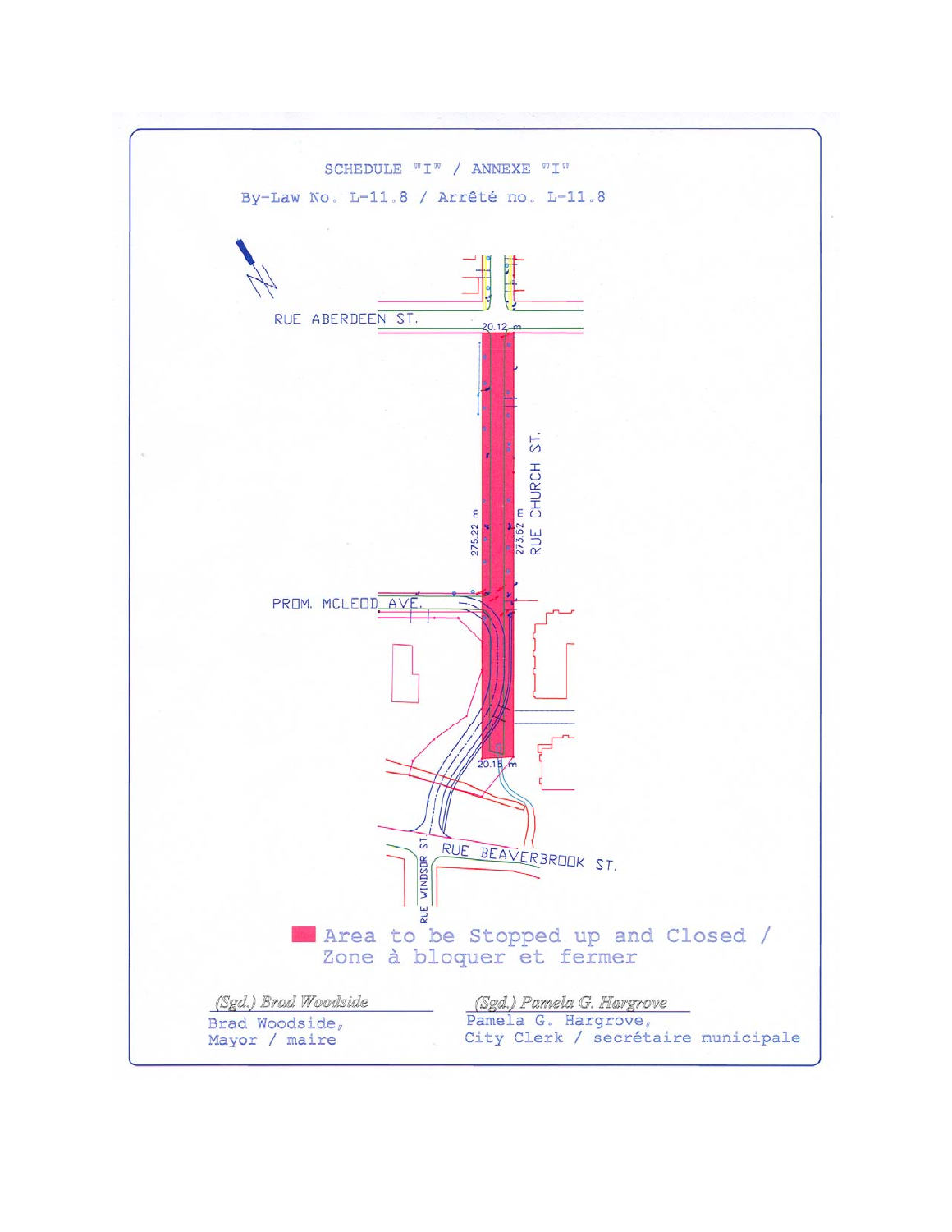SCHEDULE "I" / ANNEXE "I"

By-Law No. L-11.8 / Arrêté no. L-11.8

RUE ABERDEEN ST.

20.12 m

275.22 m

273.52 m

RUE CHURCH ST.

PROM. MCLEOD AVE.

20.15 m

RUE WINDSOR ST.

RUE BEAVERBROOK ST.

Area to be Stopped up and Closed / Zone à bloquer et fermer

*(Sgd.) Brad Woodside*

Brad Woodside,
Mayor / maire

*(Sgd.) Pamela G. Hargrove*

Pamela G. Hargrove,
City Clerk / secrétaire municipale